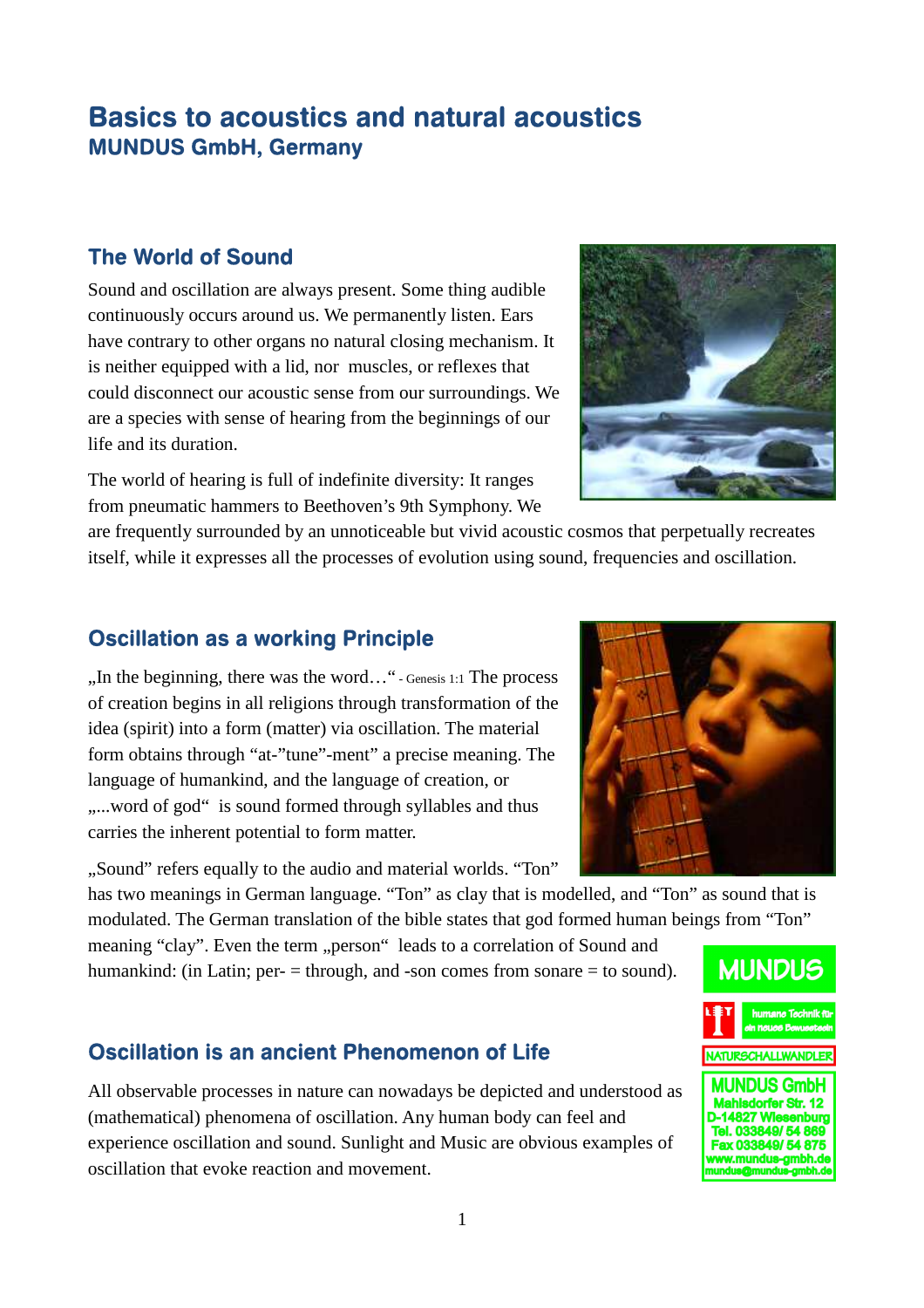# Basics to acoustics and natural acoustics

## MUNDUS GmbH, Germany

### The World of Sound

Sound and oscillation are always present. Some thing audible continuously occurs around us. We permanently listen. Ears have contrary to other organs no natural closing mechanism. It is neither equipped with a lid, nor muscles, or reflexes that could disconnect our acoustic sense from our surroundings. We are a species with sense of hearing from the beginnings of our life and its duration.

The world of hearing is full of indefinite diversity: It ranges from pneumatic hammers to Beethoven's 9th Symphony. We are frequently surrounded by an unnoticeable but vivid acoustic cosmos that perpetually recreates itself, while it expresses all the processes of evolution using sound, frequencies and oscillation.

### Oscillation as a working Principle

„In the beginning, there was the word…" - Genesis 1:1 The process of creation begins in all religions through transformation of the idea (spirit) into a form (matter) via oscillation. The material form obtains through "at-"tune"-ment" a precise meaning. The language of humankind, and the language of creation, or „...word of god" is sound formed through syllables and thus carries the inherent potential to form matter.

„Sound" refers equally to the audio and material worlds. "Ton" has two meanings in German language. "Ton" as clay that is modelled, and "Ton" as sound that is modulated. The German translation of the bible states that god formed human beings from "Ton" meaning "clay". Even the term „person" leads to a correlation of Sound and humankind: (in Latin; per- = through, and -son comes from sonare = to sound).

### Oscillation is an ancient Phenomenon of Life

All observable processes in nature can nowadays be depicted and understood as (mathematical) phenomena of oscillation. Any human body can feel and experience oscillation and sound. Sunlight and Music are obvious examples of oscillation that evoke reaction and movement.

MUNDUS

humane Technik für ein neues Bewusstsein

NATURSCHALLWANDLER

MUNDUS GmbH
Mahlsdorfer Str. 12
D-14827 Wiesenburg
Tel. 033849/ 54 869
Fax 033849/ 54 875
www.mundus-gmbh.de
mundus@mundus-gmbh.de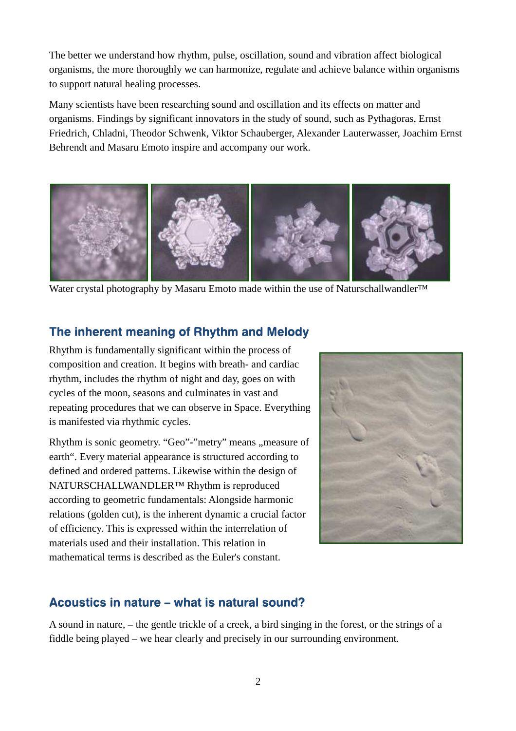The better we understand how rhythm, pulse, oscillation, sound and vibration affect biological organisms, the more thoroughly we can harmonize, regulate and achieve balance within organisms to support natural healing processes.

Many scientists have been researching sound and oscillation and its effects on matter and organisms. Findings by significant innovators in the study of sound, such as Pythagoras, Ernst Friedrich, Chladni, Theodor Schwenk, Viktor Schauberger, Alexander Lauterwasser, Joachim Ernst Behrendt and Masaru Emoto inspire and accompany our work.

Water crystal photography by Masaru Emoto made within the use of Naturschallwandler™

## The inherent meaning of Rhythm and Melody

Rhythm is fundamentally significant within the process of composition and creation. It begins with breath- and cardiac rhythm, includes the rhythm of night and day, goes on with cycles of the moon, seasons and culminates in vast and repeating procedures that we can observe in Space. Everything is manifested via rhythmic cycles.

Rhythm is sonic geometry. “Geo”-”metry” means „measure of earth“. Every material appearance is structured according to defined and ordered patterns. Likewise within the design of NATURSCHALLWANDLER™ Rhythm is reproduced according to geometric fundamentals: Alongside harmonic relations (golden cut), is the inherent dynamic a crucial factor of efficiency. This is expressed within the interrelation of materials used and their installation. This relation in mathematical terms is described as the Euler's constant.

## Acoustics in nature – what is natural sound?

A sound in nature, – the gentle trickle of a creek, a bird singing in the forest, or the strings of a fiddle being played – we hear clearly and precisely in our surrounding environment.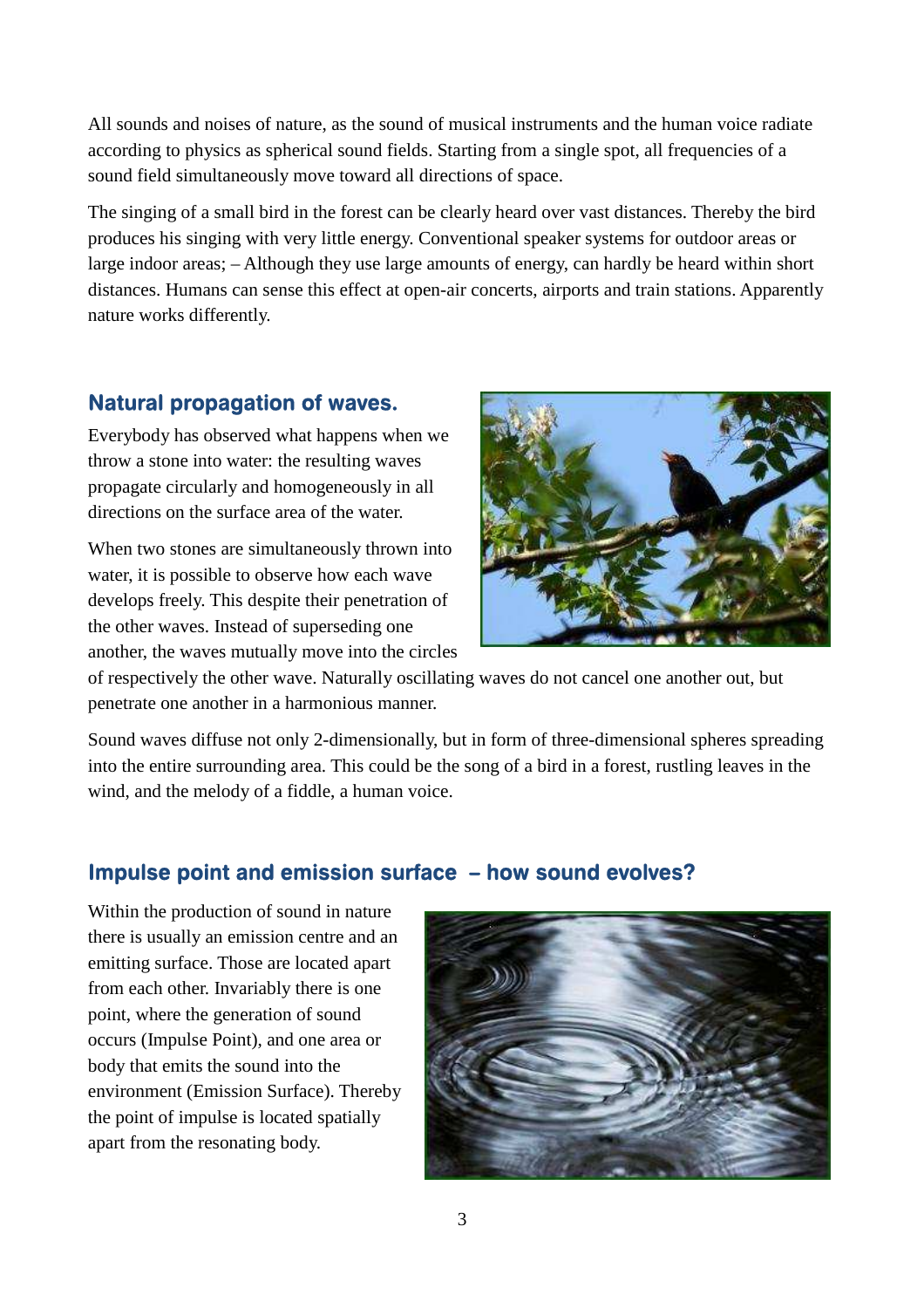All sounds and noises of nature, as the sound of musical instruments and the human voice radiate according to physics as spherical sound fields. Starting from a single spot, all frequencies of a sound field simultaneously move toward all directions of space.

The singing of a small bird in the forest can be clearly heard over vast distances. Thereby the bird produces his singing with very little energy. Conventional speaker systems for outdoor areas or large indoor areas; – Although they use large amounts of energy, can hardly be heard within short distances. Humans can sense this effect at open-air concerts, airports and train stations. Apparently nature works differently.

## Natural propagation of waves.

Everybody has observed what happens when we throw a stone into water: the resulting waves propagate circularly and homogeneously in all directions on the surface area of the water.

When two stones are simultaneously thrown into water, it is possible to observe how each wave develops freely. This despite their penetration of the other waves. Instead of superseding one another, the waves mutually move into the circles of respectively the other wave. Naturally oscillating waves do not cancel one another out, but penetrate one another in a harmonious manner.

Sound waves diffuse not only 2-dimensionally, but in form of three-dimensional spheres spreading into the entire surrounding area. This could be the song of a bird in a forest, rustling leaves in the wind, and the melody of a fiddle, a human voice.

## Impulse point and emission surface – how sound evolves?

Within the production of sound in nature there is usually an emission centre and an emitting surface. Those are located apart from each other. Invariably there is one point, where the generation of sound occurs (Impulse Point), and one area or body that emits the sound into the environment (Emission Surface). Thereby the point of impulse is located spatially apart from the resonating body.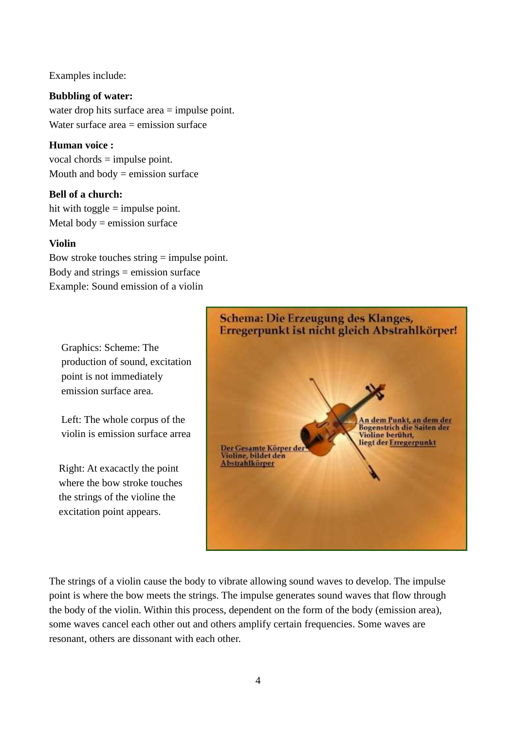Examples include:

**Bubbling of water:**
water drop hits surface area = impulse point.
Water surface area = emission surface

**Human voice :**
vocal chords = impulse point.
Mouth and body = emission surface

**Bell of a church:**
hit with toggle = impulse point.
Metal body = emission surface

**Violin**
Bow stroke touches string = impulse point.
Body and strings = emission surface
Example: Sound emission of a violin

Graphics: Scheme: The production of sound, excitation point is not immediately emission surface area.

Left: The whole corpus of the violin is emission surface arrea

Right: At exacactly the point where the bow stroke touches the strings of the violine the excitation point appears.

The strings of a violin cause the body to vibrate allowing sound waves to develop. The impulse point is where the bow meets the strings. The impulse generates sound waves that flow through the body of the violin. Within this process, dependent on the form of the body (emission area), some waves cancel each other out and others amplify certain frequencies. Some waves are resonant, others are dissonant with each other.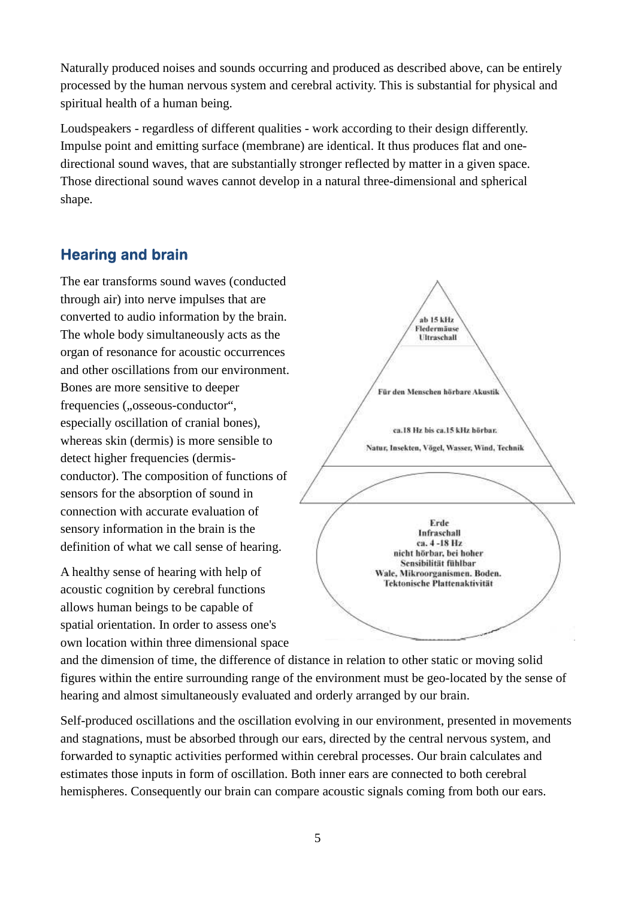Naturally produced noises and sounds occurring and produced as described above, can be entirely processed by the human nervous system and cerebral activity. This is substantial for physical and spiritual health of a human being.

Loudspeakers - regardless of different qualities - work according to their design differently. Impulse point and emitting surface (membrane) are identical. It thus produces flat and one-directional sound waves, that are substantially stronger reflected by matter in a given space. Those directional sound waves cannot develop in a natural three-dimensional and spherical shape.

## Hearing and brain

The ear transforms sound waves (conducted through air) into nerve impulses that are converted to audio information by the brain. The whole body simultaneously acts as the organ of resonance for acoustic occurrences and other oscillations from our environment. Bones are more sensitive to deeper frequencies („osseous-conductor“, especially oscillation of cranial bones), whereas skin (dermis) is more sensible to detect higher frequencies (dermis-conductor). The composition of functions of sensors for the absorption of sound in connection with accurate evaluation of sensory information in the brain is the definition of what we call sense of hearing.

ab 15 kHz
Fledermäuse
Ultraschall

Für den Menschen hörbare Akustik

ca.18 Hz bis ca.15 kHz hörbar.

Natur, Insekten, Vögel, Wasser, Wind, Technik

Erde
Infraschall
ca. 4 -18 Hz
nicht hörbar, bei hoher Sensibilität fühlbar
Wale, Mikroorganismen. Boden.
Tektonische Plattenaktivität

A healthy sense of hearing with help of acoustic cognition by cerebral functions allows human beings to be capable of spatial orientation. In order to assess one's own location within three dimensional space and the dimension of time, the difference of distance in relation to other static or moving solid figures within the entire surrounding range of the environment must be geo-located by the sense of hearing and almost simultaneously evaluated and orderly arranged by our brain.

Self-produced oscillations and the oscillation evolving in our environment, presented in movements and stagnations, must be absorbed through our ears, directed by the central nervous system, and forwarded to synaptic activities performed within cerebral processes. Our brain calculates and estimates those inputs in form of oscillation. Both inner ears are connected to both cerebral hemispheres. Consequently our brain can compare acoustic signals coming from both our ears.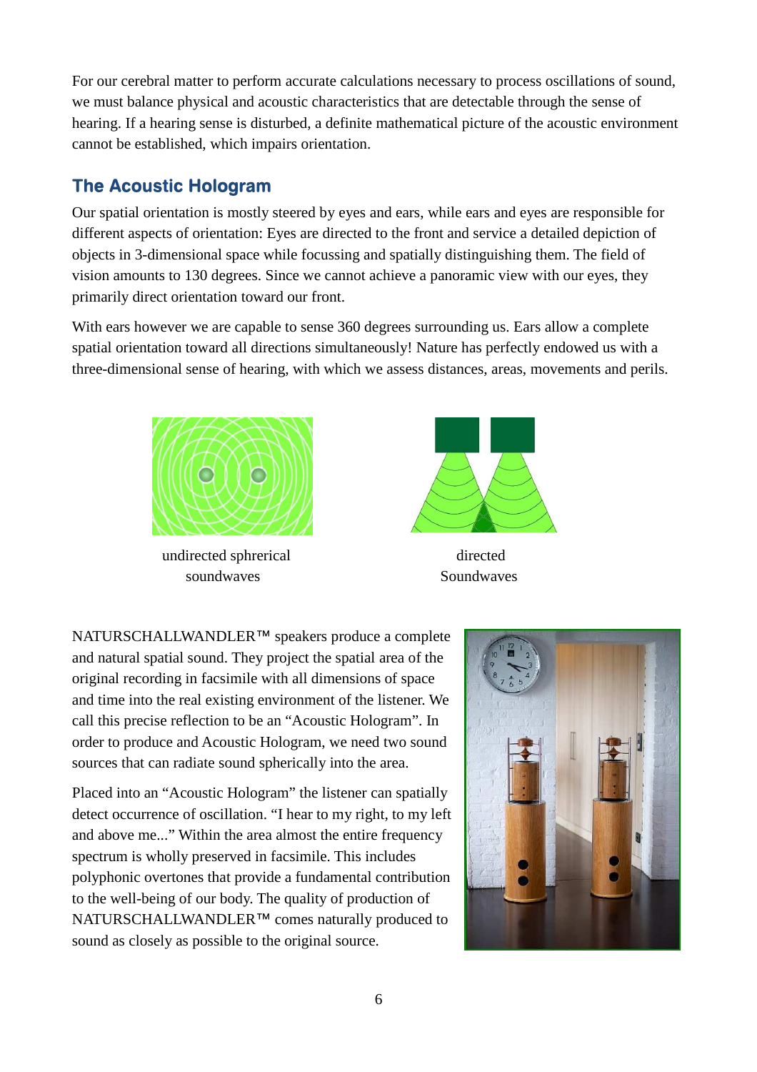For our cerebral matter to perform accurate calculations necessary to process oscillations of sound, we must balance physical and acoustic characteristics that are detectable through the sense of hearing. If a hearing sense is disturbed, a definite mathematical picture of the acoustic environment cannot be established, which impairs orientation.

## The Acoustic Hologram

Our spatial orientation is mostly steered by eyes and ears, while ears and eyes are responsible for different aspects of orientation: Eyes are directed to the front and service a detailed depiction of objects in 3-dimensional space while focussing and spatially distinguishing them. The field of vision amounts to 130 degrees. Since we cannot achieve a panoramic view with our eyes, they primarily direct orientation toward our front.

With ears however we are capable to sense 360 degrees surrounding us. Ears allow a complete spatial orientation toward all directions simultaneously! Nature has perfectly endowed us with a three-dimensional sense of hearing, with which we assess distances, areas, movements and perils.

undirected sphrerical soundwaves

directed Soundwaves

NATURSCHALLWANDLER™ speakers produce a complete and natural spatial sound. They project the spatial area of the original recording in facsimile with all dimensions of space and time into the real existing environment of the listener. We call this precise reflection to be an "Acoustic Hologram". In order to produce and Acoustic Hologram, we need two sound sources that can radiate sound spherically into the area.

Placed into an "Acoustic Hologram" the listener can spatially detect occurrence of oscillation. "I hear to my right, to my left and above me..." Within the area almost the entire frequency spectrum is wholly preserved in facsimile. This includes polyphonic overtones that provide a fundamental contribution to the well-being of our body. The quality of production of NATURSCHALLWANDLER™ comes naturally produced to sound as closely as possible to the original source.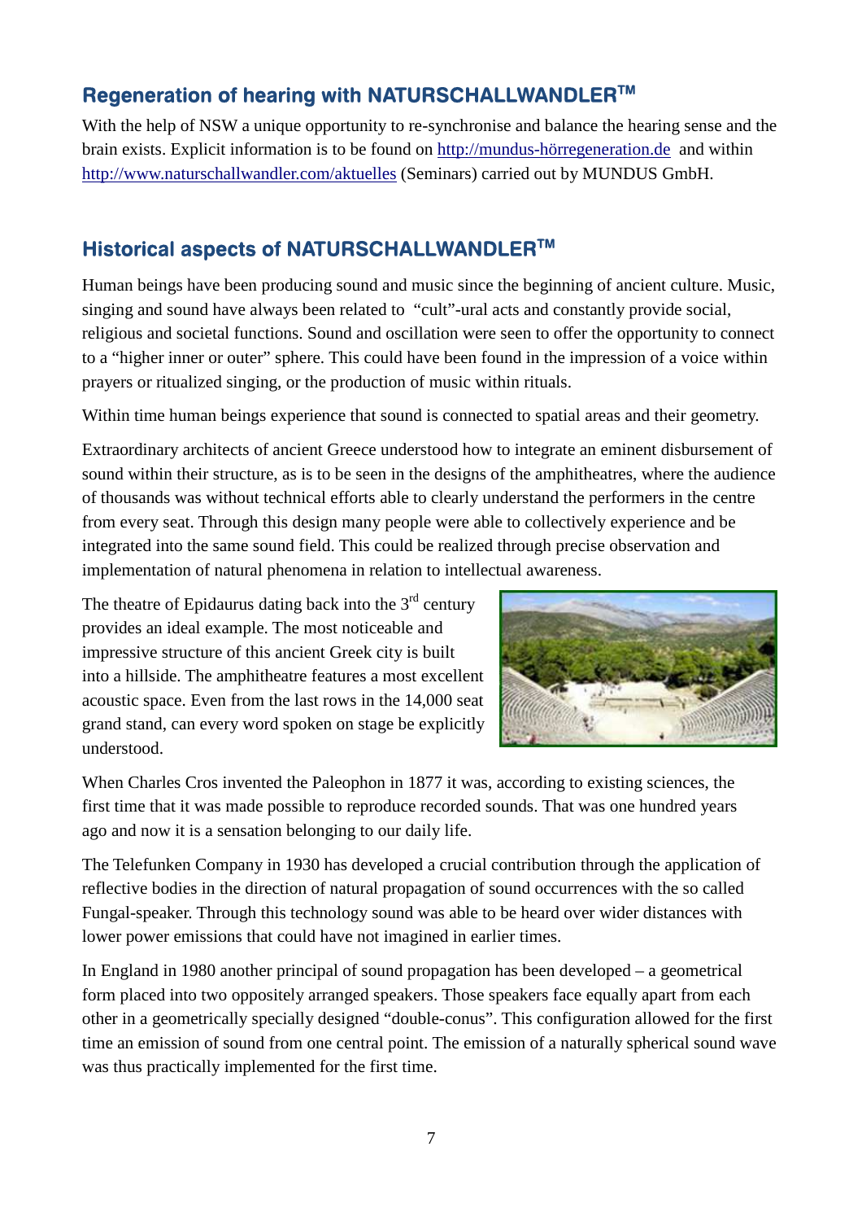## Regeneration of hearing with NATURSCHALLWANDLER™

With the help of NSW a unique opportunity to re-synchronise and balance the hearing sense and the brain exists. Explicit information is to be found on http://mundus-hörregeneration.de and within http://www.naturschallwandler.com/aktuelles (Seminars) carried out by MUNDUS GmbH.

## Historical aspects of NATURSCHALLWANDLER™

Human beings have been producing sound and music since the beginning of ancient culture. Music, singing and sound have always been related to "cult"-ural acts and constantly provide social, religious and societal functions. Sound and oscillation were seen to offer the opportunity to connect to a "higher inner or outer" sphere. This could have been found in the impression of a voice within prayers or ritualized singing, or the production of music within rituals.

Within time human beings experience that sound is connected to spatial areas and their geometry.

Extraordinary architects of ancient Greece understood how to integrate an eminent disbursement of sound within their structure, as is to be seen in the designs of the amphitheatres, where the audience of thousands was without technical efforts able to clearly understand the performers in the centre from every seat. Through this design many people were able to collectively experience and be integrated into the same sound field. This could be realized through precise observation and implementation of natural phenomena in relation to intellectual awareness.

The theatre of Epidaurus dating back into the 3rd century provides an ideal example. The most noticeable and impressive structure of this ancient Greek city is built into a hillside. The amphitheatre features a most excellent acoustic space. Even from the last rows in the 14,000 seat grand stand, can every word spoken on stage be explicitly understood.

When Charles Cros invented the Paleophon in 1877 it was, according to existing sciences, the first time that it was made possible to reproduce recorded sounds. That was one hundred years ago and now it is a sensation belonging to our daily life.

The Telefunken Company in 1930 has developed a crucial contribution through the application of reflective bodies in the direction of natural propagation of sound occurrences with the so called Fungal-speaker. Through this technology sound was able to be heard over wider distances with lower power emissions that could have not imagined in earlier times.

In England in 1980 another principal of sound propagation has been developed – a geometrical form placed into two oppositely arranged speakers. Those speakers face equally apart from each other in a geometrically specially designed "double-conus". This configuration allowed for the first time an emission of sound from one central point. The emission of a naturally spherical sound wave was thus practically implemented for the first time.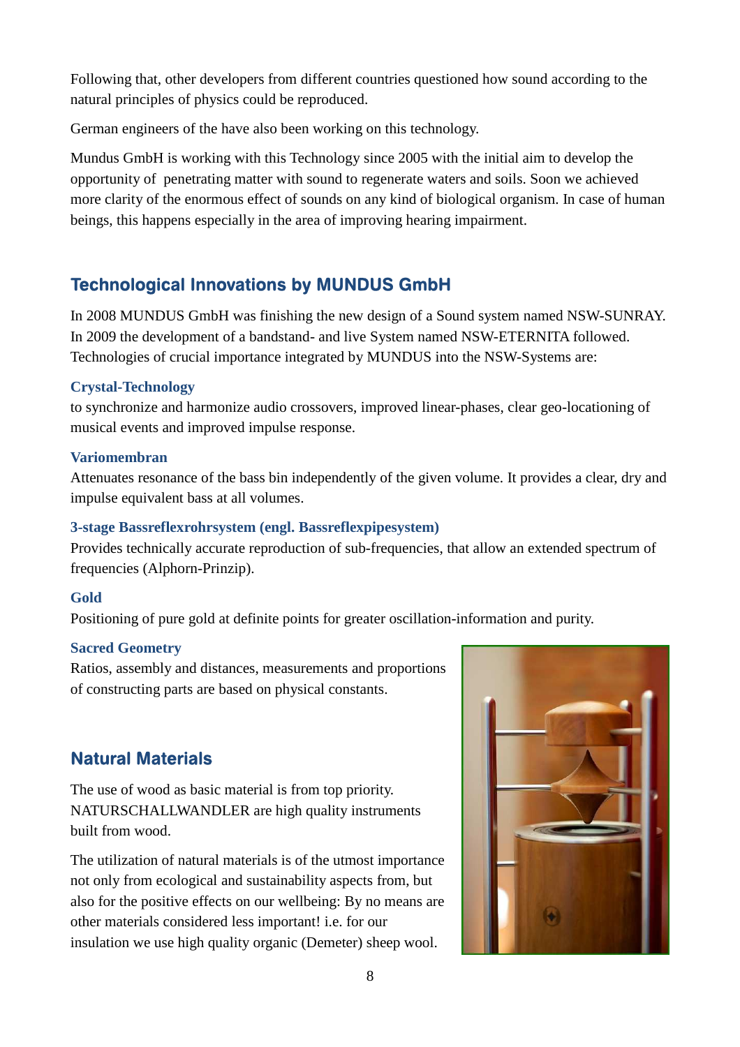Following that, other developers from different countries questioned how sound according to the natural principles of physics could be reproduced.

German engineers of the have also been working on this technology.

Mundus GmbH is working with this Technology since 2005 with the initial aim to develop the opportunity of penetrating matter with sound to regenerate waters and soils. Soon we achieved more clarity of the enormous effect of sounds on any kind of biological organism. In case of human beings, this happens especially in the area of improving hearing impairment.

## Technological Innovations by MUNDUS GmbH

In 2008 MUNDUS GmbH was finishing the new design of a Sound system named NSW-SUNRAY. In 2009 the development of a bandstand- and live System named NSW-ETERNITA followed. Technologies of crucial importance integrated by MUNDUS into the NSW-Systems are:

### Crystal-Technology

to synchronize and harmonize audio crossovers, improved linear-phases, clear geo-locationing of musical events and improved impulse response.

### Variomembran

Attenuates resonance of the bass bin independently of the given volume. It provides a clear, dry and impulse equivalent bass at all volumes.

### 3-stage Bassreflexrohrsystem (engl. Bassreflexpipesystem)

Provides technically accurate reproduction of sub-frequencies, that allow an extended spectrum of frequencies (Alphorn-Prinzip).

### Gold

Positioning of pure gold at definite points for greater oscillation-information and purity.

### Sacred Geometry

Ratios, assembly and distances, measurements and proportions of constructing parts are based on physical constants.

## Natural Materials

The use of wood as basic material is from top priority. NATURSCHALLWANDLER are high quality instruments built from wood.

The utilization of natural materials is of the utmost importance not only from ecological and sustainability aspects from, but also for the positive effects on our wellbeing: By no means are other materials considered less important! i.e. for our insulation we use high quality organic (Demeter) sheep wool.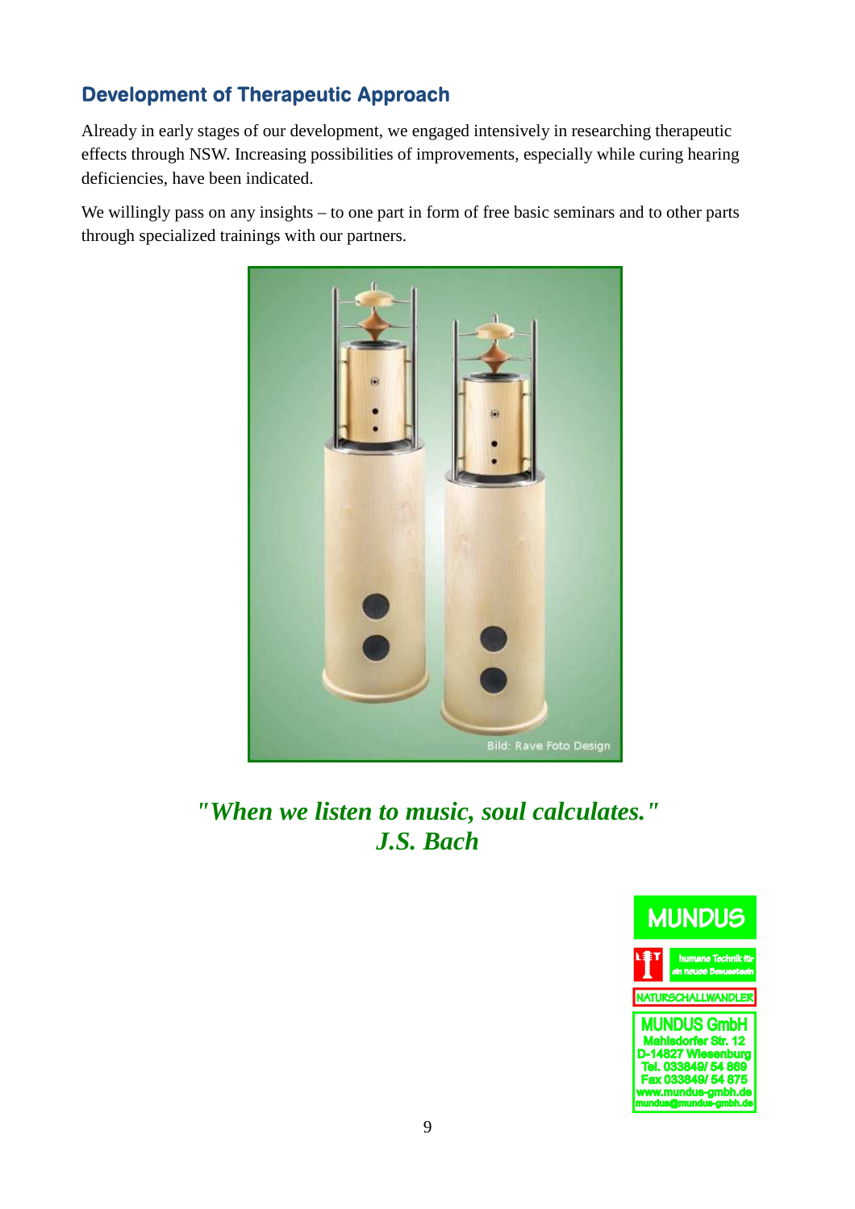## Development of Therapeutic Approach

Already in early stages of our development, we engaged intensively in researching therapeutic effects through NSW. Increasing possibilities of improvements, especially while curing hearing deficiencies, have been indicated.

We willingly pass on any insights – to one part in form of free basic seminars and to other parts through specialized trainings with our partners.

Bild: Rave Foto Design

***"When we listen to music, soul calculates."***
***J.S. Bach***

MUNDUS

humane Technik für ein neues Bewusstsein

NATURSCHALLWANDLER

MUNDUS GmbH
Mahlsdorfer Str. 12
D-14827 Wiesenburg
Tel. 033849/ 54 869
Fax 033849/ 54 875
www.mundus-gmbh.de
mundus@mundus-gmbh.de